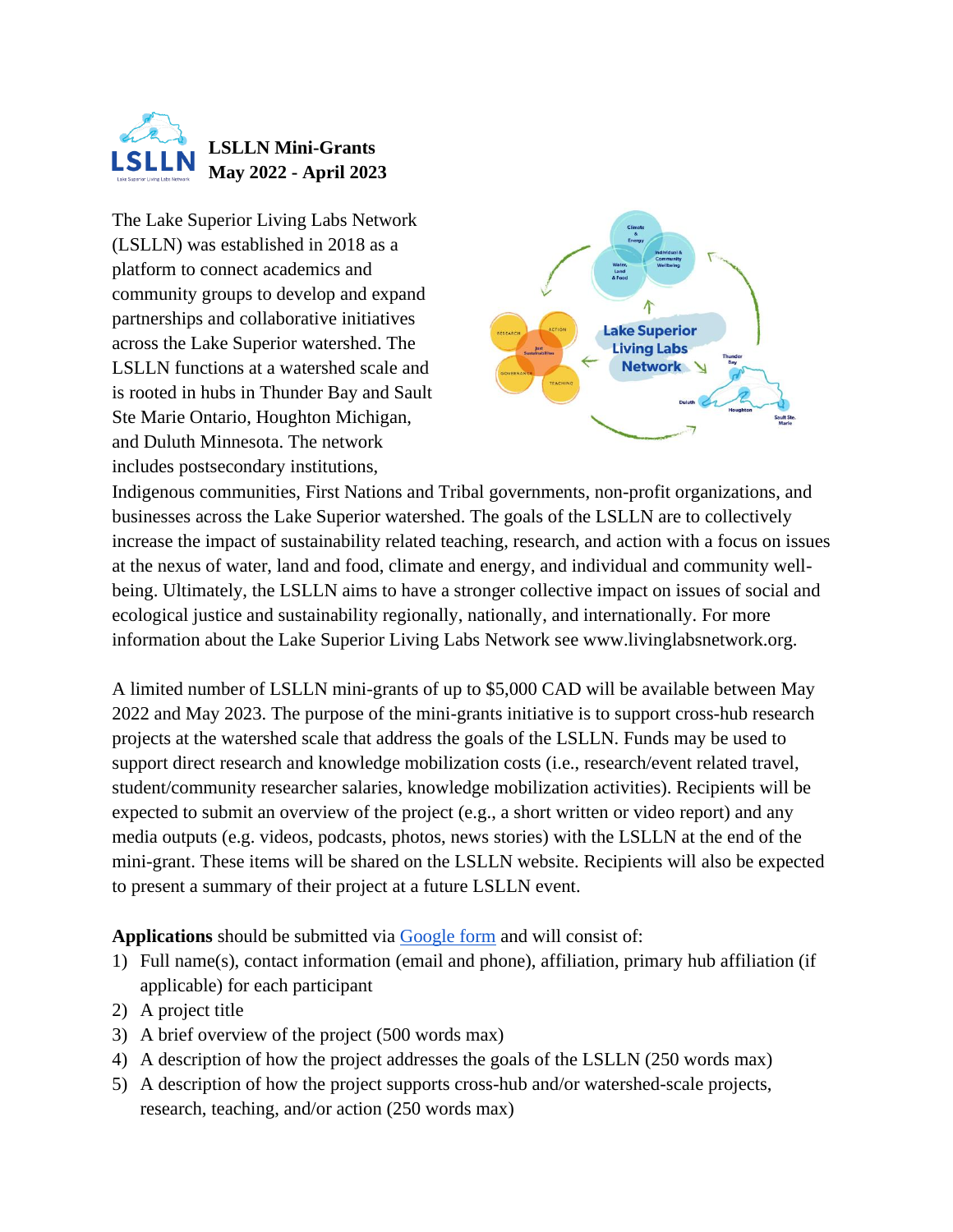**LSLLN Mini-Grants**
**May 2022 - April 2023**

The Lake Superior Living Labs Network (LSLLN) was established in 2018 as a platform to connect academics and community groups to develop and expand partnerships and collaborative initiatives across the Lake Superior watershed. The LSLLN functions at a watershed scale and is rooted in hubs in Thunder Bay and Sault Ste Marie Ontario, Houghton Michigan, and Duluth Minnesota. The network includes postsecondary institutions, Indigenous communities, First Nations and Tribal governments, non-profit organizations, and businesses across the Lake Superior watershed. The goals of the LSLLN are to collectively increase the impact of sustainability related teaching, research, and action with a focus on issues at the nexus of water, land and food, climate and energy, and individual and community well-being. Ultimately, the LSLLN aims to have a stronger collective impact on issues of social and ecological justice and sustainability regionally, nationally, and internationally. For more information about the Lake Superior Living Labs Network see www.livinglabsnetwork.org.

A limited number of LSLLN mini-grants of up to $5,000 CAD will be available between May 2022 and May 2023. The purpose of the mini-grants initiative is to support cross-hub research projects at the watershed scale that address the goals of the LSLLN. Funds may be used to support direct research and knowledge mobilization costs (i.e., research/event related travel, student/community researcher salaries, knowledge mobilization activities). Recipients will be expected to submit an overview of the project (e.g., a short written or video report) and any media outputs (e.g. videos, podcasts, photos, news stories) with the LSLLN at the end of the mini-grant. These items will be shared on the LSLLN website. Recipients will also be expected to present a summary of their project at a future LSLLN event.

**Applications** should be submitted via [Google form]() and will consist of:

1) Full name(s), contact information (email and phone), affiliation, primary hub affiliation (if applicable) for each participant
2) A project title
3) A brief overview of the project (500 words max)
4) A description of how the project addresses the goals of the LSLLN (250 words max)
5) A description of how the project supports cross-hub and/or watershed-scale projects, research, teaching, and/or action (250 words max)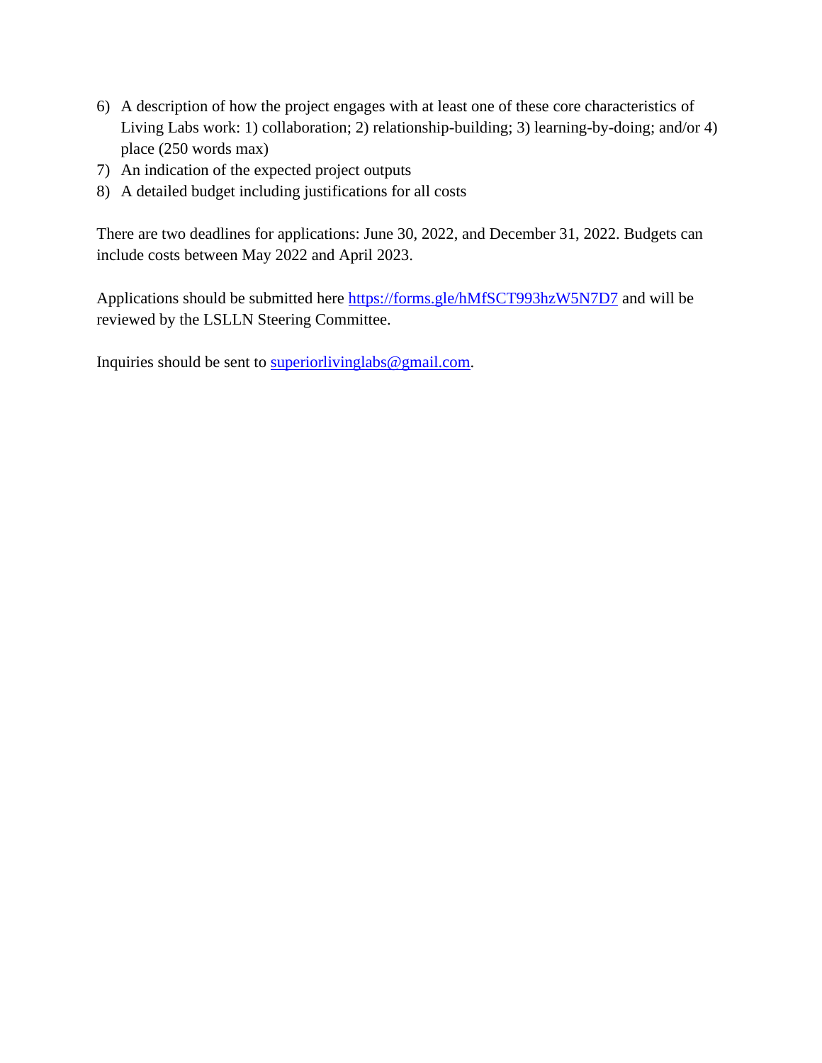6) A description of how the project engages with at least one of these core characteristics of Living Labs work: 1) collaboration; 2) relationship-building; 3) learning-by-doing; and/or 4) place (250 words max)
7) An indication of the expected project outputs
8) A detailed budget including justifications for all costs

There are two deadlines for applications: June 30, 2022, and December 31, 2022. Budgets can include costs between May 2022 and April 2023.

Applications should be submitted here https://forms.gle/hMfSCT993hzW5N7D7 and will be reviewed by the LSLLN Steering Committee.

Inquiries should be sent to superiorlivinglabs@gmail.com.